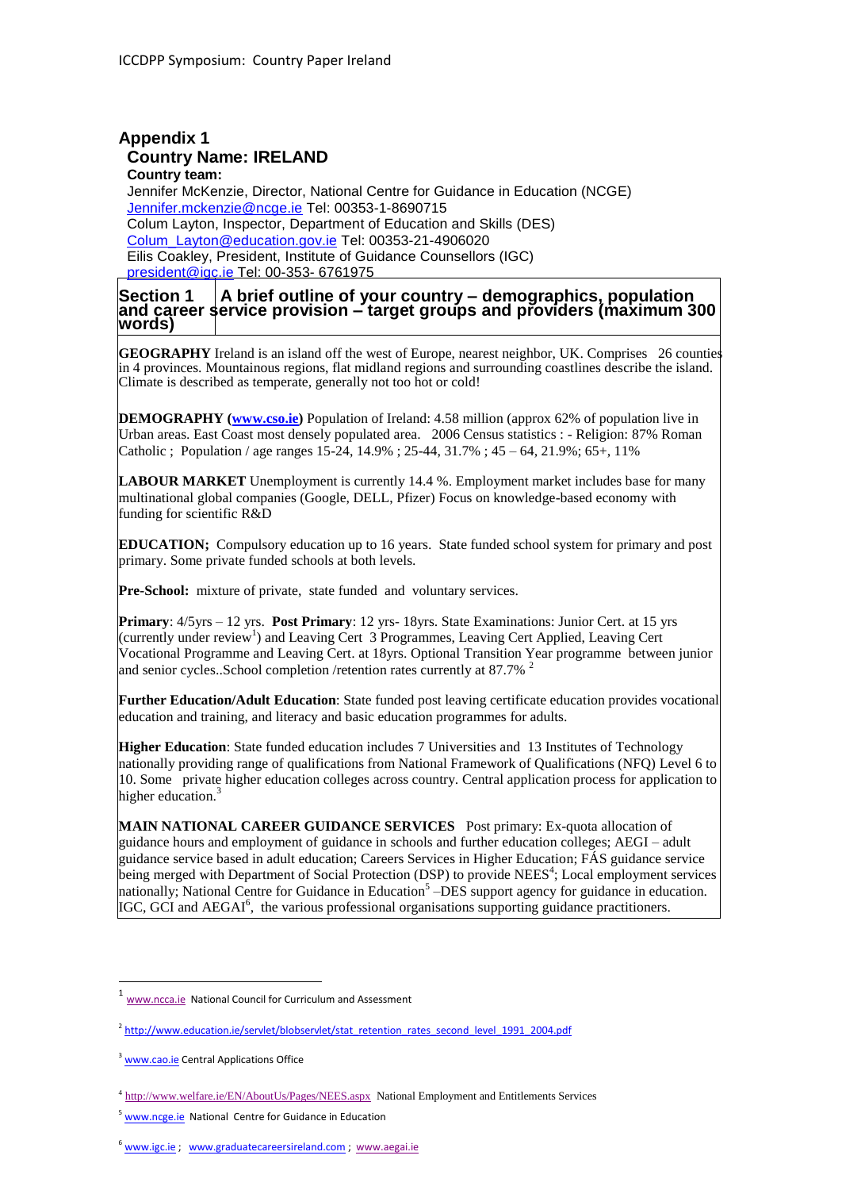# Appendix 1

## Country Name: IRELAND

**Country team:**

Jennifer McKenzie, Director, National Centre for Guidance in Education (NCGE)
Jennifer.mckenzie@ncge.ie Tel: 00353-1-8690715
Colum Layton, Inspector, Department of Education and Skills (DES)
Colum_Layton@education.gov.ie Tel: 00353-21-4906020
Eilis Coakley, President, Institute of Guidance Counsellors (IGC)
president@igc.ie Tel: 00-353- 6761975

## Section 1 A brief outline of your country – demographics, population and career service provision – target groups and providers (maximum 300 words)

**GEOGRAPHY** Ireland is an island off the west of Europe, nearest neighbor, UK. Comprises 26 counties in 4 provinces. Mountainous regions, flat midland regions and surrounding coastlines describe the island. Climate is described as temperate, generally not too hot or cold!

**DEMOGRAPHY (www.cso.ie)** Population of Ireland: 4.58 million (approx 62% of population live in Urban areas. East Coast most densely populated area. 2006 Census statistics : - Religion: 87% Roman Catholic ; Population / age ranges 15-24, 14.9% ; 25-44, 31.7% ; 45 – 64, 21.9%; 65+, 11%

**LABOUR MARKET** Unemployment is currently 14.4 %. Employment market includes base for many multinational global companies (Google, DELL, Pfizer) Focus on knowledge-based economy with funding for scientific R&D

**EDUCATION;** Compulsory education up to 16 years. State funded school system for primary and post primary. Some private funded schools at both levels.

**Pre-School:** mixture of private, state funded and voluntary services.

**Primary**: 4/5yrs – 12 yrs. **Post Primary**: 12 yrs- 18yrs. State Examinations: Junior Cert. at 15 yrs (currently under review[1]) and Leaving Cert 3 Programmes, Leaving Cert Applied, Leaving Cert Vocational Programme and Leaving Cert. at 18yrs. Optional Transition Year programme between junior and senior cycles..School completion /retention rates currently at 87.7% [2]

**Further Education/Adult Education**: State funded post leaving certificate education provides vocational education and training, and literacy and basic education programmes for adults.

**Higher Education**: State funded education includes 7 Universities and 13 Institutes of Technology nationally providing range of qualifications from National Framework of Qualifications (NFQ) Level 6 to 10. Some private higher education colleges across country. Central application process for application to higher education.[3]

**MAIN NATIONAL CAREER GUIDANCE SERVICES** Post primary: Ex-quota allocation of guidance hours and employment of guidance in schools and further education colleges; AEGI – adult guidance service based in adult education; Careers Services in Higher Education; FÁS guidance service being merged with Department of Social Protection (DSP) to provide NEES[4]; Local employment services nationally; National Centre for Guidance in Education[5] –DES support agency for guidance in education. IGC, GCI and AEGAI[6], the various professional organisations supporting guidance practitioners.

---

[1] www.ncca.ie National Council for Curriculum and Assessment

[2] http://www.education.ie/servlet/blobservlet/stat_retention_rates_second_level_1991_2004.pdf

[3] www.cao.ie Central Applications Office

[4] http://www.welfare.ie/EN/AboutUs/Pages/NEES.aspx National Employment and Entitlements Services

[5] www.ncge.ie National Centre for Guidance in Education

[6] www.igc.ie ; www.graduatecareersireland.com ; www.aegai.ie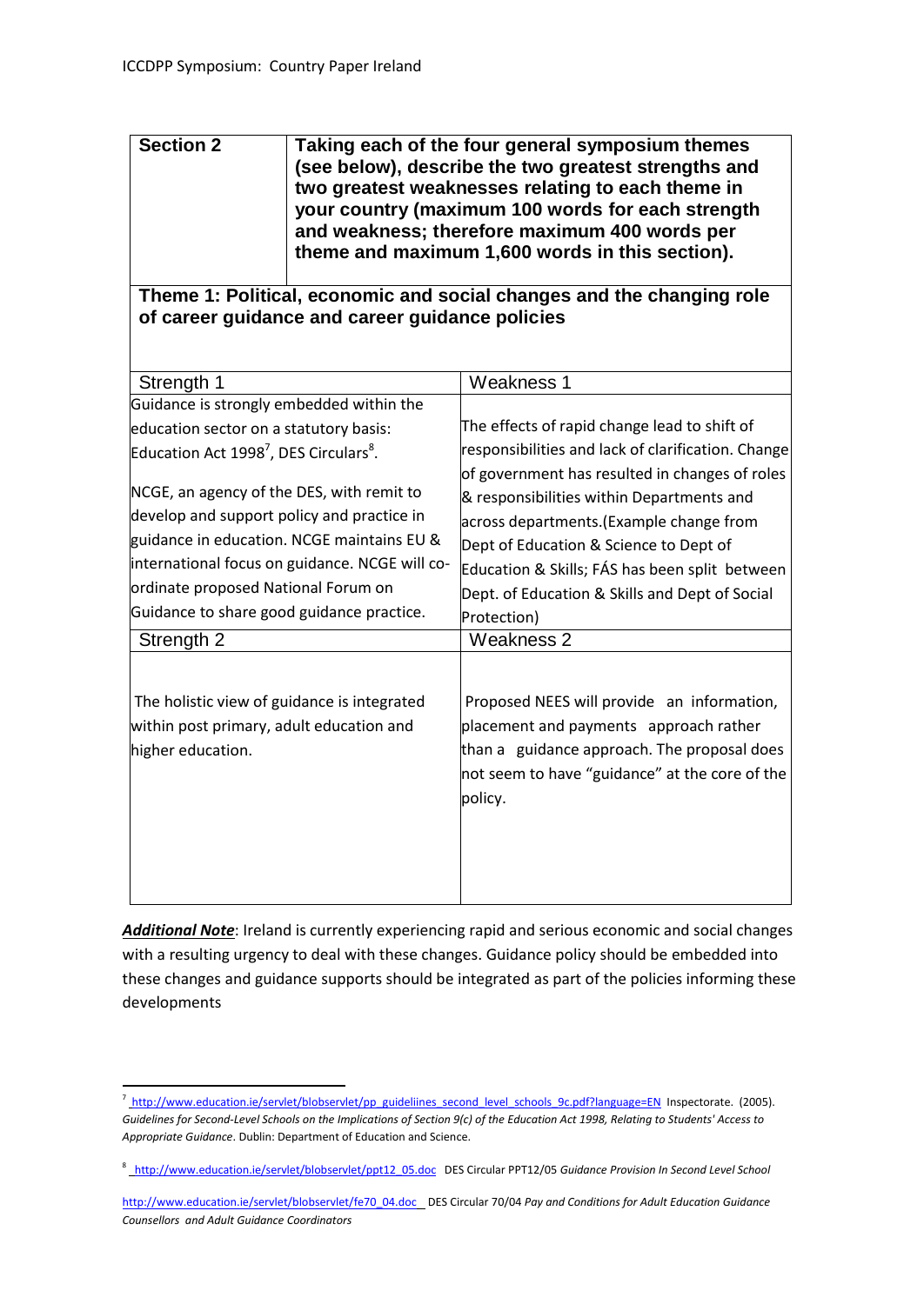| Section 2 | Taking each of the four general symposium themes (see below), describe the two greatest strengths and two greatest weaknesses relating to each theme in your country (maximum 100 words for each strength and weakness; therefore maximum 400 words per theme and maximum 1,600 words in this section). |
|---|---|

**Theme 1: Political, economic and social changes and the changing role of career guidance and career guidance policies**

| Strength 1 | Weakness 1 |
|---|---|
| Guidance is strongly embedded within the education sector on a statutory basis: Education Act 1998[7], DES Circulars[8].<br><br>NCGE, an agency of the DES, with remit to develop and support policy and practice in guidance in education. NCGE maintains EU & international focus on guidance. NCGE will co-ordinate proposed National Forum on Guidance to share good guidance practice. | The effects of rapid change lead to shift of responsibilities and lack of clarification. Change of government has resulted in changes of roles & responsibilities within Departments and across departments.(Example change from Dept of Education & Science to Dept of Education & Skills; FÁS has been split between Dept. of Education & Skills and Dept of Social Protection) |
| **Strength 2** | **Weakness 2** |
| The holistic view of guidance is integrated within post primary, adult education and higher education. | Proposed NEES will provide an information, placement and payments approach rather than a guidance approach. The proposal does not seem to have "guidance" at the core of the policy. |

***Additional Note***: Ireland is currently experiencing rapid and serious economic and social changes with a resulting urgency to deal with these changes. Guidance policy should be embedded into these changes and guidance supports should be integrated as part of the policies informing these developments

---

[7] http://www.education.ie/servlet/blobservlet/pp_guideliines_second_level_schools_9c.pdf?language=EN Inspectorate. (2005). *Guidelines for Second-Level Schools on the Implications of Section 9(c) of the Education Act 1998, Relating to Students' Access to Appropriate Guidance*. Dublin: Department of Education and Science.

[8] http://www.education.ie/servlet/blobservlet/ppt12_05.doc DES Circular PPT12/05 *Guidance Provision In Second Level School*

http://www.education.ie/servlet/blobservlet/fe70_04.doc DES Circular 70/04 *Pay and Conditions for Adult Education Guidance Counsellors and Adult Guidance Coordinators*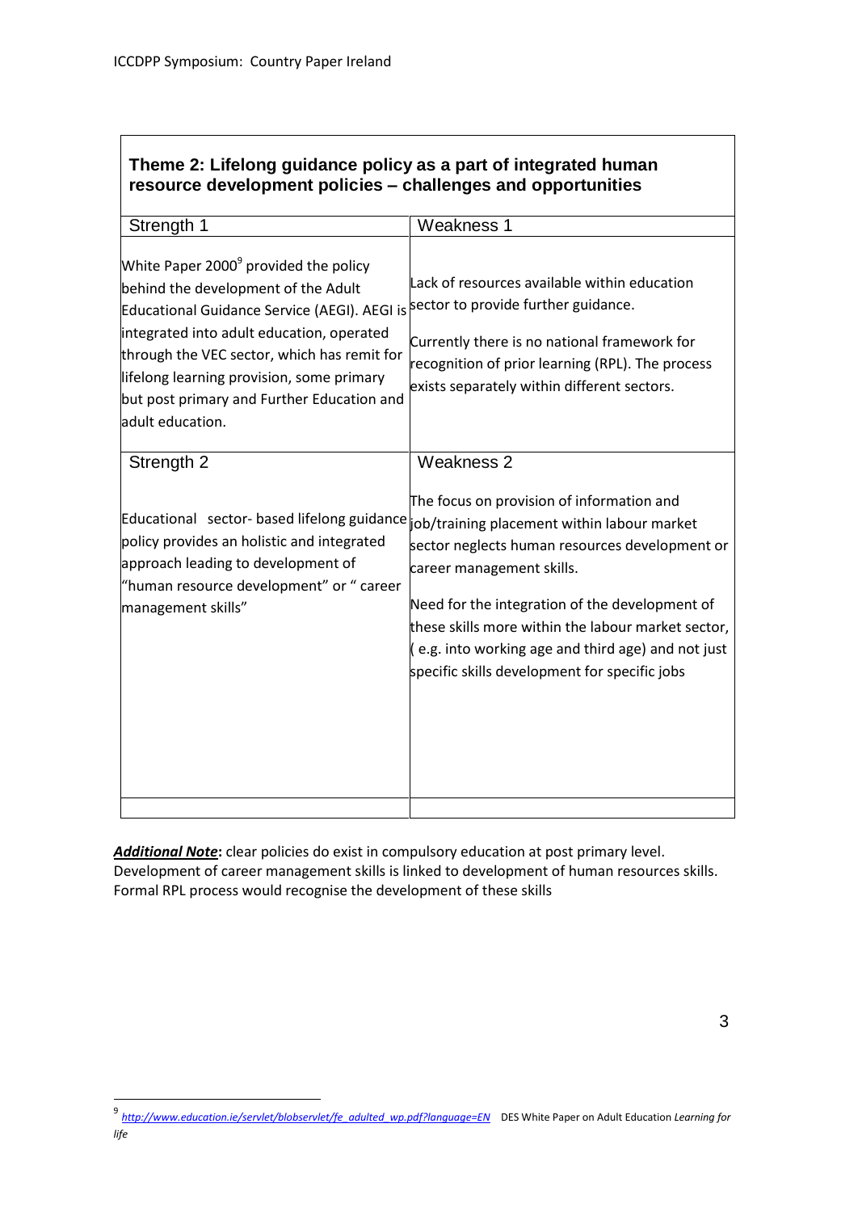## Theme 2: Lifelong guidance policy as a part of integrated human resource development policies – challenges and opportunities

| Strength 1 | Weakness 1 |
|---|---|
| White Paper 2000[9] provided the policy behind the development of the Adult Educational Guidance Service (AEGI). AEGI is integrated into adult education, operated through the VEC sector, which has remit for lifelong learning provision, some primary but post primary and Further Education and adult education. | Lack of resources available within education sector to provide further guidance.<br><br>Currently there is no national framework for recognition of prior learning (RPL). The process exists separately within different sectors. |
| **Strength 2** | **Weakness 2** |
| Educational sector- based lifelong guidance policy provides an holistic and integrated approach leading to development of "human resource development" or " career management skills" | The focus on provision of information and job/training placement within labour market sector neglects human resources development or career management skills.<br><br>Need for the integration of the development of these skills more within the labour market sector, ( e.g. into working age and third age) and not just specific skills development for specific jobs |
| | |

***Additional Note*:** clear policies do exist in compulsory education at post primary level. Development of career management skills is linked to development of human resources skills. Formal RPL process would recognise the development of these skills

[9] http://www.education.ie/servlet/blobservlet/fe_adulted_wp.pdf?language=EN DES White Paper on Adult Education *Learning for life*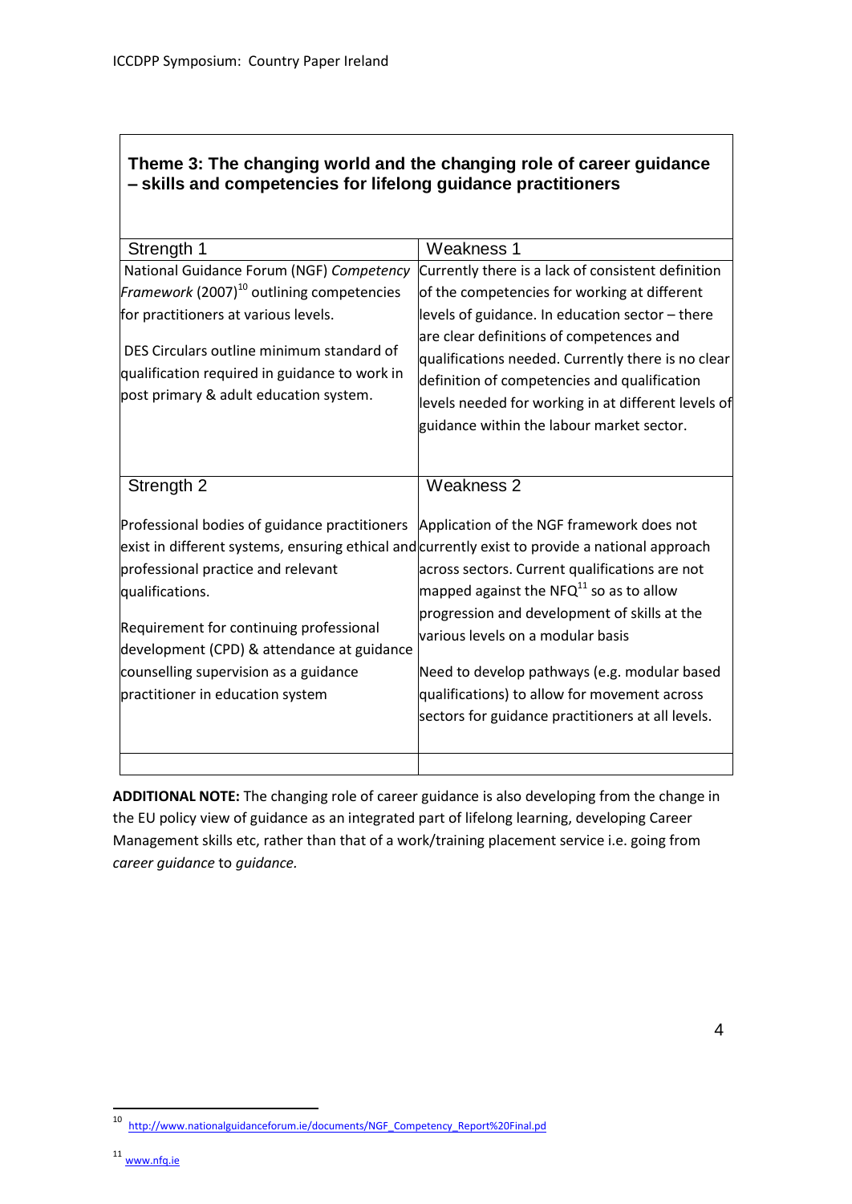## Theme 3: The changing world and the changing role of career guidance – skills and competencies for lifelong guidance practitioners

| Strength 1 | Weakness 1 |
|---|---|
| National Guidance Forum (NGF) *Competency Framework* (2007)[10] outlining competencies for practitioners at various levels.<br><br>DES Circulars outline minimum standard of qualification required in guidance to work in post primary & adult education system. | Currently there is a lack of consistent definition of the competencies for working at different levels of guidance. In education sector – there are clear definitions of competences and qualifications needed. Currently there is no clear definition of competencies and qualification levels needed for working in at different levels of guidance within the labour market sector. |
| **Strength 2** | **Weakness 2** |
| Professional bodies of guidance practitioners exist in different systems, ensuring ethical and professional practice and relevant qualifications.<br><br>Requirement for continuing professional development (CPD) & attendance at guidance counselling supervision as a guidance practitioner in education system | Application of the NGF framework does not currently exist to provide a national approach across sectors. Current qualifications are not mapped against the NFQ[11] so as to allow progression and development of skills at the various levels on a modular basis<br><br>Need to develop pathways (e.g. modular based qualifications) to allow for movement across sectors for guidance practitioners at all levels. |
| | |

**ADDITIONAL NOTE:** The changing role of career guidance is also developing from the change in the EU policy view of guidance as an integrated part of lifelong learning, developing Career Management skills etc, rather than that of a work/training placement service i.e. going from *career guidance* to *guidance.*

---

[10] http://www.nationalguidanceforum.ie/documents/NGF_Competency_Report%20Final.pd

[11] www.nfq.ie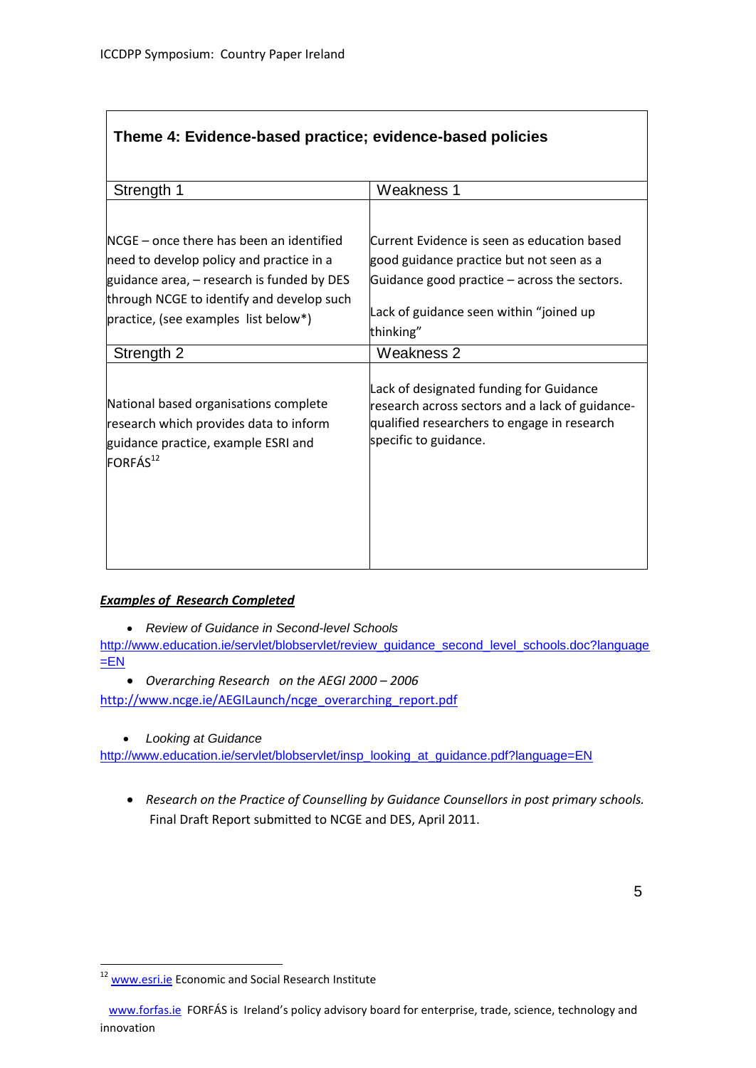| Theme 4: Evidence-based practice; evidence-based policies | |
|---|---|
| Strength 1 | Weakness 1 |
| NCGE – once there has been an identified need to develop policy and practice in a guidance area, – research is funded by DES through NCGE to identify and develop such practice, (see examples list below*) | Current Evidence is seen as education based good guidance practice but not seen as a Guidance good practice – across the sectors.<br><br>Lack of guidance seen within "joined up thinking" |
| Strength 2 | Weakness 2 |
| National based organisations complete research which provides data to inform guidance practice, example ESRI and FORFÁS[12] | Lack of designated funding for Guidance research across sectors and a lack of guidance-qualified researchers to engage in research specific to guidance. |

***Examples of Research Completed***

- *Review of Guidance in Second-level Schools*

http://www.education.ie/servlet/blobservlet/review_guidance_second_level_schools.doc?language=EN

- *Overarching Research on the AEGI 2000 – 2006*

http://www.ncge.ie/AEGILaunch/ncge_overarching_report.pdf

- *Looking at Guidance*

http://www.education.ie/servlet/blobservlet/insp_looking_at_guidance.pdf?language=EN

- *Research on the Practice of Counselling by Guidance Counsellors in post primary schools.* Final Draft Report submitted to NCGE and DES, April 2011.

---

[12] www.esri.ie Economic and Social Research Institute

www.forfas.ie FORFÁS is Ireland's policy advisory board for enterprise, trade, science, technology and innovation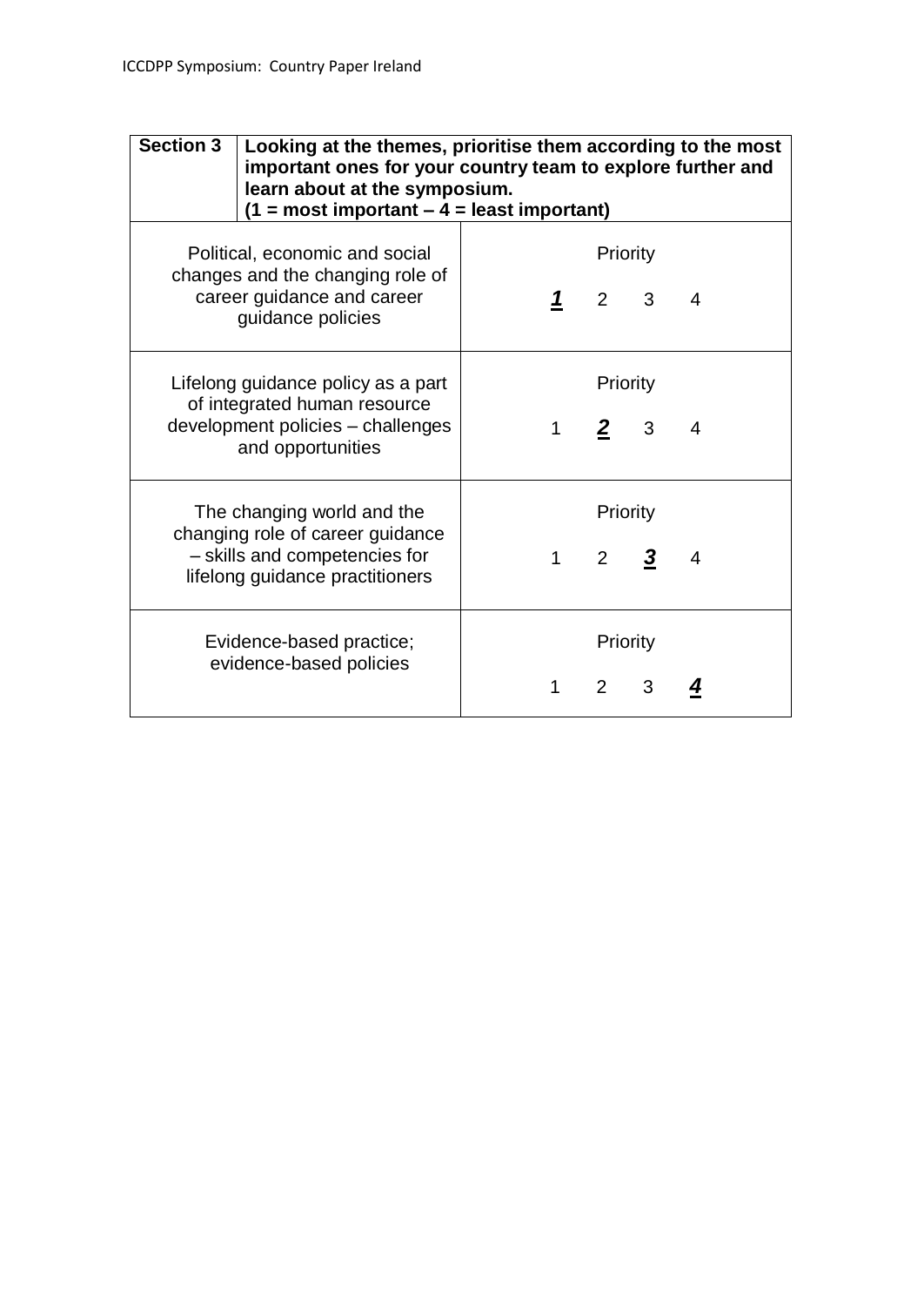| **Section 3** | **Looking at the themes, prioritise them according to the most important ones for your country team to explore further and learn about at the symposium. (1 = most important – 4 = least important)** |
|---|---|
| Political, economic and social changes and the changing role of career guidance and career guidance policies | Priority<br>***1*** 2 3 4 |
| Lifelong guidance policy as a part of integrated human resource development policies – challenges and opportunities | Priority<br>1 ***2*** 3 4 |
| The changing world and the changing role of career guidance – skills and competencies for lifelong guidance practitioners | Priority<br>1 2 ***3*** 4 |
| Evidence-based practice; evidence-based policies | Priority<br>1 2 3 ***4*** |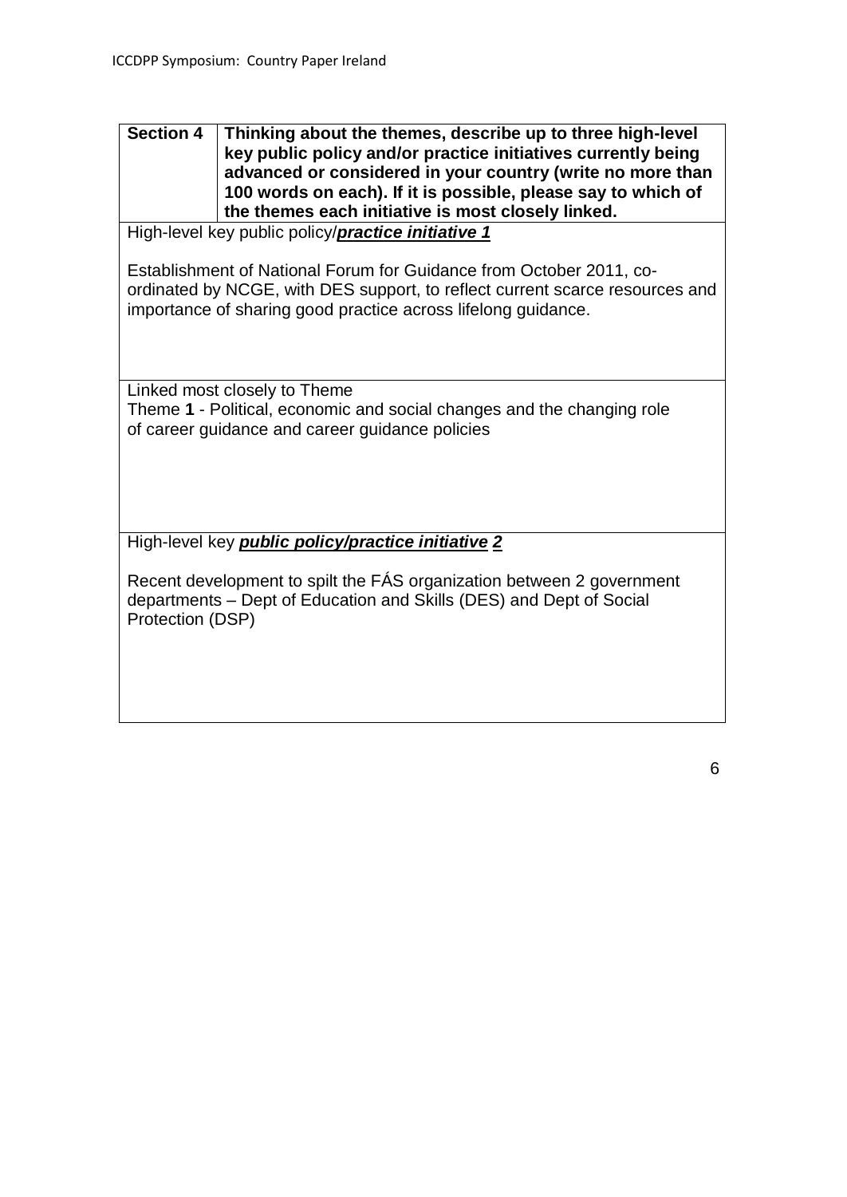| **Section 4** | **Thinking about the themes, describe up to three high-level key public policy and/or practice initiatives currently being advanced or considered in your country (write no more than 100 words on each). If it is possible, please say to which of the themes each initiative is most closely linked.** |
|---|---|

High-level key public policy/***practice initiative 1***

Establishment of National Forum for Guidance from October 2011, co-ordinated by NCGE, with DES support, to reflect current scarce resources and importance of sharing good practice across lifelong guidance.

Linked most closely to Theme
Theme **1** - Political, economic and social changes and the changing role of career guidance and career guidance policies

High-level key ***public policy/practice initiative 2***

Recent development to spilt the FÁS organization between 2 government departments – Dept of Education and Skills (DES) and Dept of Social Protection (DSP)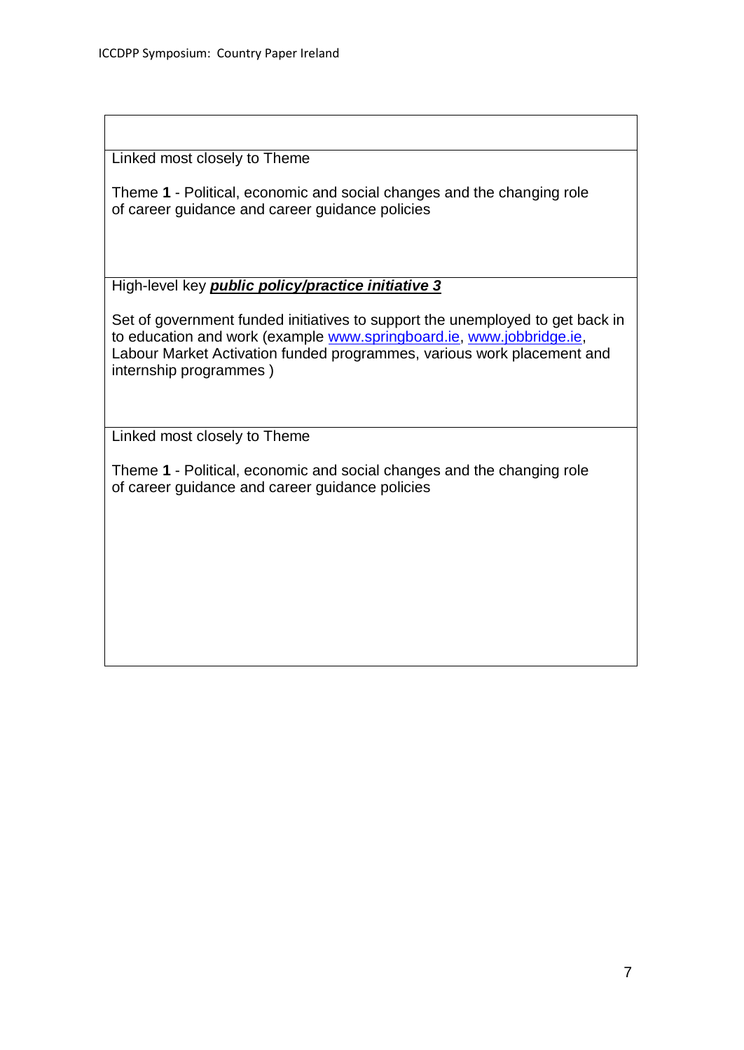| |
|---|
| Linked most closely to Theme<br><br>Theme **1** - Political, economic and social changes and the changing role of career guidance and career guidance policies |
| High-level key ***public policy/practice initiative 3***<br><br>Set of government funded initiatives to support the unemployed to get back in to education and work (example www.springboard.ie, www.jobbridge.ie, Labour Market Activation funded programmes, various work placement and internship programmes ) |
| Linked most closely to Theme<br><br>Theme **1** - Political, economic and social changes and the changing role of career guidance and career guidance policies |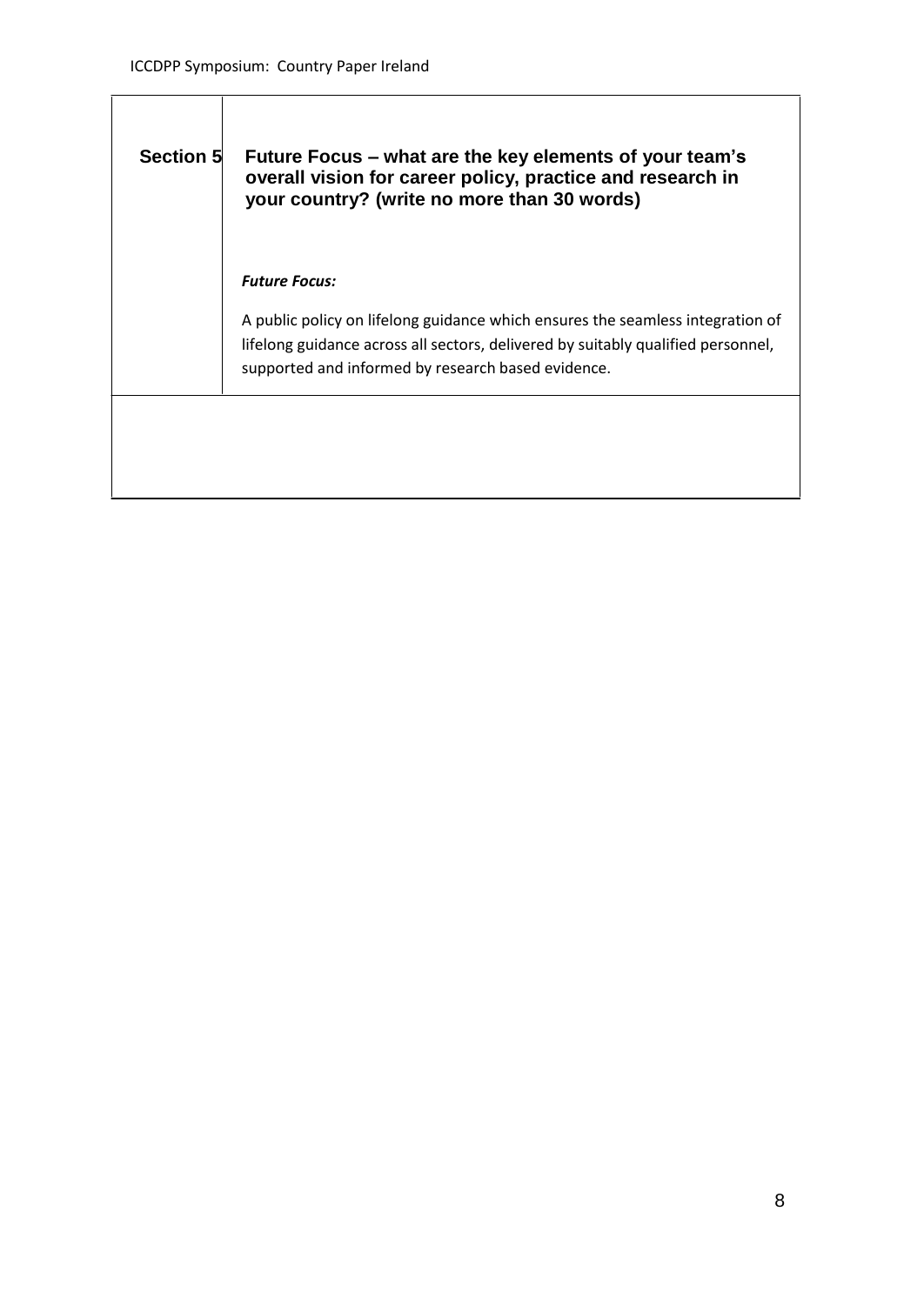| Section 5 | Future Focus – what are the key elements of your team's overall vision for career policy, practice and research in your country? (write no more than 30 words) |
|---|---|
| | ***Future Focus:*** A public policy on lifelong guidance which ensures the seamless integration of lifelong guidance across all sectors, delivered by suitably qualified personnel, supported and informed by research based evidence. |